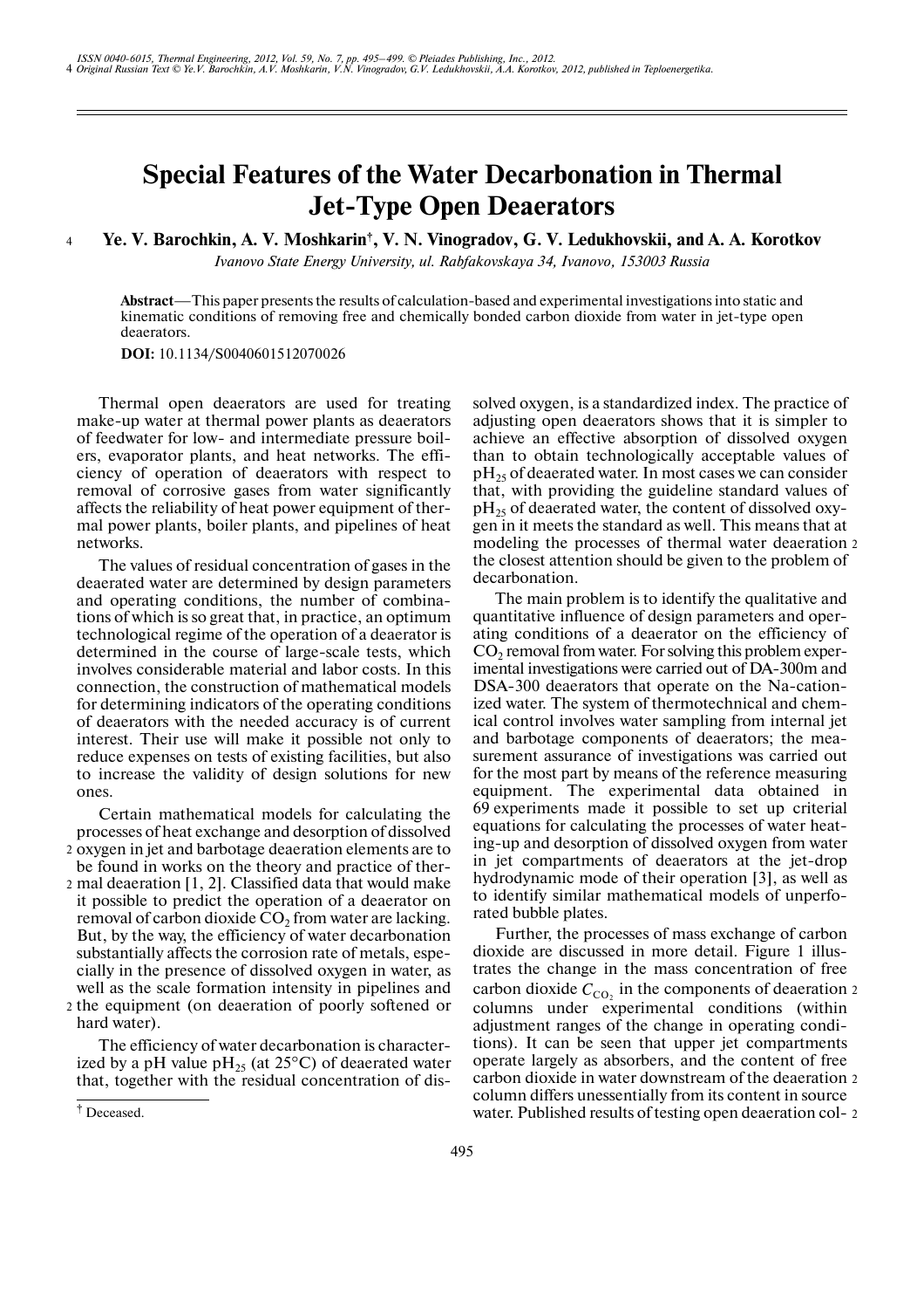# Special Features of the Water Decarbonation in Thermal Jet-Type Open Deaerators

**Ye. V. Barochkin, A. V. Moshkarin†, V. N. Vinogradov, G. V. Ledukhovskii, and A. A. Korotkov**

*Ivanovo State Energy University, ul. Rabfakovskaya 34, Ivanovo, 153003 Russia*

**Abstract**—This paper presents the results of calculation-based and experimental investigations into static and kinematic conditions of removing free and chemically bonded carbon dioxide from water in jet-type open deaerators.

**DOI:** 10.1134/S0040601512070026

Thermal open deaerators are used for treating make-up water at thermal power plants as deaerators of feedwater for low- and intermediate pressure boilers, evaporator plants, and heat networks. The efficiency of operation of deaerators with respect to removal of corrosive gases from water significantly affects the reliability of heat power equipment of thermal power plants, boiler plants, and pipelines of heat networks.

The values of residual concentration of gases in the deaerated water are determined by design parameters and operating conditions, the number of combinations of which is so great that, in practice, an optimum technological regime of the operation of a deaerator is determined in the course of large-scale tests, which involves considerable material and labor costs. In this connection, the construction of mathematical models for determining indicators of the operating conditions of deaerators with the needed accuracy is of current interest. Their use will make it possible not only to reduce expenses on tests of existing facilities, but also to increase the validity of design solutions for new ones.

Certain mathematical models for calculating the processes of heat exchange and desorption of dissolved oxygen in jet and barbotage deaeration elements are to be found in works on the theory and practice of thermal deaeration [1, 2]. Classified data that would make it possible to predict the operation of a deaerator on removal of carbon dioxide $CO_2$ from water are lacking. But, by the way, the efficiency of water decarbonation substantially affects the corrosion rate of metals, especially in the presence of dissolved oxygen in water, as well as the scale formation intensity in pipelines and the equipment (on deaeration of poorly softened or hard water).

The efficiency of water decarbonation is characterized by a pH value $pH_{25}$ (at 25°C) of deaerated water that, together with the residual concentration of dissolved oxygen, is a standardized index. The practice of adjusting open deaerators shows that it is simpler to achieve an effective absorption of dissolved oxygen than to obtain technologically acceptable values of $pH_{25}$ of deaerated water. In most cases we can consider that, with providing the guideline standard values of $pH_{25}$ of deaerated water, the content of dissolved oxygen in it meets the standard as well. This means that at modeling the processes of thermal water deaeration the closest attention should be given to the problem of decarbonation.

The main problem is to identify the qualitative and quantitative influence of design parameters and operating conditions of a deaerator on the efficiency of $CO_2$ removal from water. For solving this problem experimental investigations were carried out of DA-300m and DSA-300 deaerators that operate on the Na-cationized water. The system of thermotechnical and chemical control involves water sampling from internal jet and barbotage components of deaerators; the measurement assurance of investigations was carried out for the most part by means of the reference measuring equipment. The experimental data obtained in 69 experiments made it possible to set up criterial equations for calculating the processes of water heating-up and desorption of dissolved oxygen from water in jet compartments of deaerators at the jet-drop hydrodynamic mode of their operation [3], as well as to identify similar mathematical models of unperforated bubble plates.

Further, the processes of mass exchange of carbon dioxide are discussed in more detail. Figure 1 illustrates the change in the mass concentration of free carbon dioxide $C_{CO_2}$ in the components of deaeration columns under experimental conditions (within adjustment ranges of the change in operating conditions). It can be seen that upper jet compartments operate largely as absorbers, and the content of free carbon dioxide in water downstream of the deaeration column differs unessentially from its content in source water. Published results of testing open deaeration col-

† Deceased.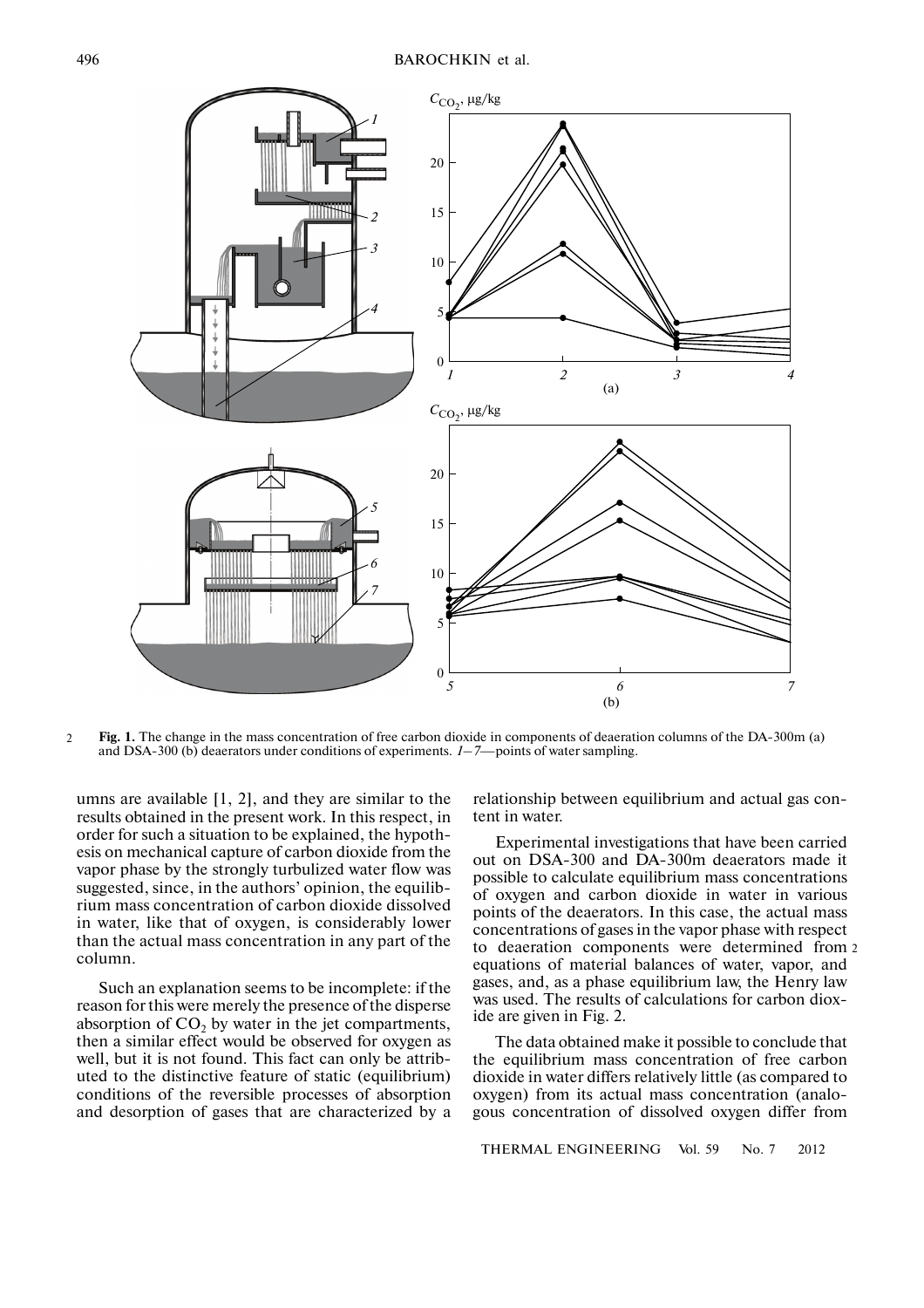**Fig. 1.** The change in the mass concentration of free carbon dioxide in components of deaeration columns of the DA-300m (a) and DSA-300 (b) deaerators under conditions of experiments. *1–7*—points of water sampling.

umns are available [1, 2], and they are similar to the results obtained in the present work. In this respect, in order for such a situation to be explained, the hypothesis on mechanical capture of carbon dioxide from the vapor phase by the strongly turbulized water flow was suggested, since, in the authors' opinion, the equilibrium mass concentration of carbon dioxide dissolved in water, like that of oxygen, is considerably lower than the actual mass concentration in any part of the column.

Such an explanation seems to be incomplete: if the reason for this were merely the presence of the disperse absorption of $CO_2$ by water in the jet compartments, then a similar effect would be observed for oxygen as well, but it is not found. This fact can only be attributed to the distinctive feature of static (equilibrium) conditions of the reversible processes of absorption and desorption of gases that are characterized by a relationship between equilibrium and actual gas content in water.

Experimental investigations that have been carried out on DSA-300 and DA-300m deaerators made it possible to calculate equilibrium mass concentrations of oxygen and carbon dioxide in water in various points of the deaerators. In this case, the actual mass concentrations of gases in the vapor phase with respect to deaeration components were determined from equations of material balances of water, vapor, and gases, and, as a phase equilibrium law, the Henry law was used. The results of calculations for carbon dioxide are given in Fig. 2.

The data obtained make it possible to conclude that the equilibrium mass concentration of free carbon dioxide in water differs relatively little (as compared to oxygen) from its actual mass concentration (analogous concentration of dissolved oxygen differ from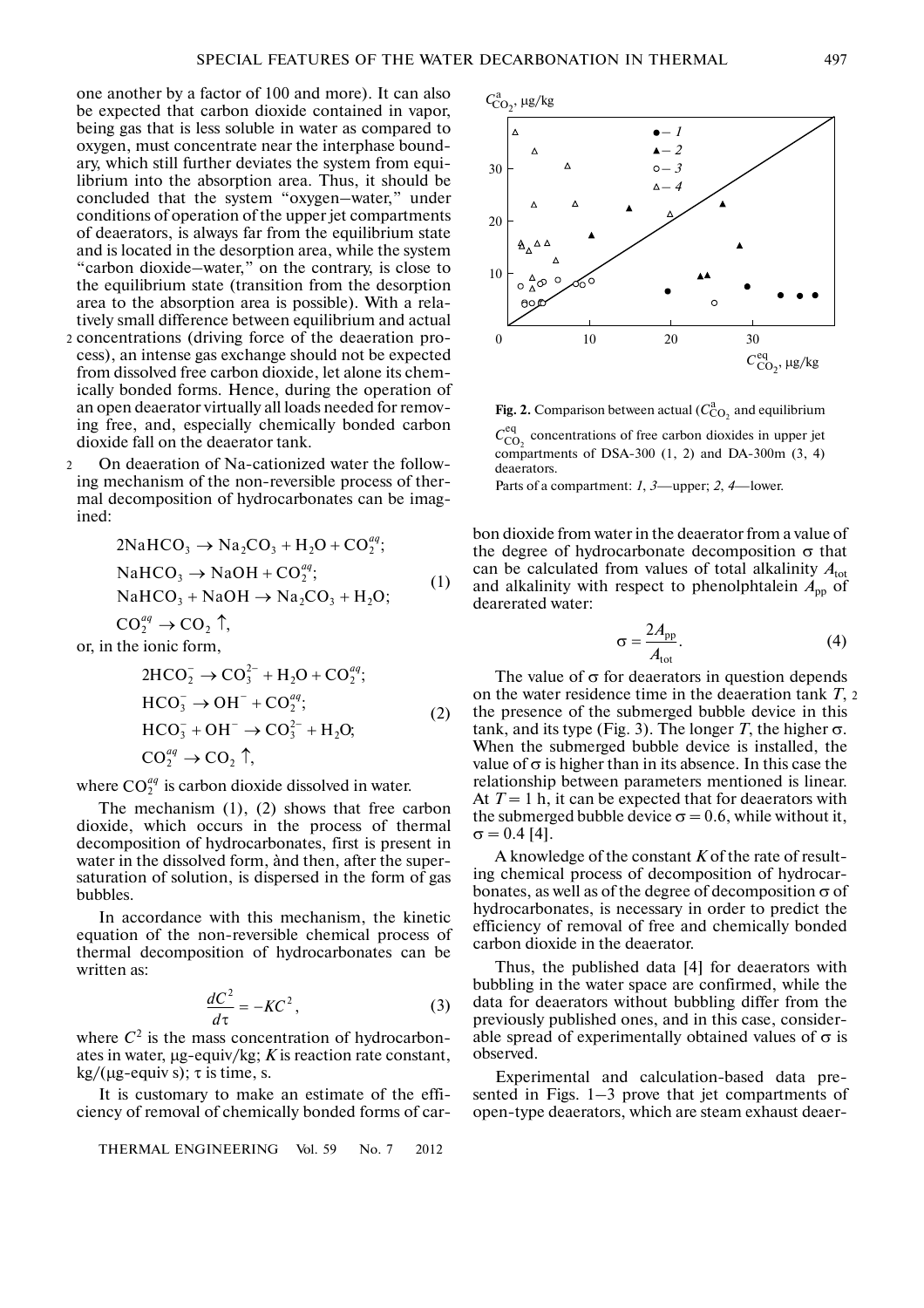one another by a factor of 100 and more). It can also be expected that carbon dioxide contained in vapor, being gas that is less soluble in water as compared to oxygen, must concentrate near the interphase boundary, which still further deviates the system from equilibrium into the absorption area. Thus, it should be concluded that the system "oxygen–water," under conditions of operation of the upper jet compartments of deaerators, is always far from the equilibrium state and is located in the desorption area, while the system "carbon dioxide–water," on the contrary, is close to the equilibrium state (transition from the desorption area to the absorption area is possible). With a relatively small difference between equilibrium and actual concentrations (driving force of the deaeration process), an intense gas exchange should not be expected from dissolved free carbon dioxide, let alone its chemically bonded forms. Hence, during the operation of an open deaerator virtually all loads needed for removing free, and, especially chemically bonded carbon dioxide fall on the deaerator tank.

On deaeration of Na-cationized water the following mechanism of the non-reversible process of thermal decomposition of hydrocarbonates can be imagined:

$$
\begin{aligned}
&2NaHCO_3 \rightarrow Na_2CO_3 + H_2O + CO_2^{aq};\\
&NaHCO_3 \rightarrow NaOH + CO_2^{aq};\\
&NaHCO_3 + NaOH \rightarrow Na_2CO_3 + H_2O;\\
&CO_2^{aq} \rightarrow CO_2\uparrow,
\end{aligned}
\tag{1}
$$

or, in the ionic form,

$$
\begin{aligned}
&2HCO_2^- \rightarrow CO_3^{2-} + H_2O + CO_2^{aq};\\
&HCO_3^- \rightarrow OH^- + CO_2^{aq};\\
&HCO_3^- + OH^- \rightarrow CO_3^{2-} + H_2O;\\
&CO_2^{aq} \rightarrow CO_2\uparrow,
\end{aligned}
\tag{2}
$$

where $CO_2^{aq}$ is carbon dioxide dissolved in water.

The mechanism (1), (2) shows that free carbon dioxide, which occurs in the process of thermal decomposition of hydrocarbonates, first is present in water in the dissolved form, and then, after the supersaturation of solution, is dispersed in the form of gas bubbles.

In accordance with this mechanism, the kinetic equation of the non-reversible chemical process of thermal decomposition of hydrocarbonates can be written as:

$$\frac{dC^2}{d\tau} = -KC^2, \tag{3}$$

where $C^2$ is the mass concentration of hydrocarbonates in water, μg-equiv/kg; $K$ is reaction rate constant, kg/(μg-equiv s); $\tau$ is time, s.

It is customary to make an estimate of the efficiency of removal of chemically bonded forms of carbon dioxide from water in the deaerator from a value of the degree of hydrocarbonate decomposition $\sigma$ that can be calculated from values of total alkalinity $A_{tot}$ and alkalinity with respect to phenolphtalein $A_{pp}$ of dearerated water:

$$\sigma = \frac{2A_{pp}}{A_{tot}}. \tag{4}$$

**Fig. 2.** Comparison between actual ($C^{a}_{CO_2}$ and equilibrium $C^{eq}_{CO_2}$ concentrations of free carbon dioxides in upper jet compartments of DSA-300 (1, 2) and DA-300m (3, 4) deaerators.
Parts of a compartment: *1*, *3*—upper; *2*, *4*—lower.

The value of $\sigma$ for deaerators in question depends on the water residence time in the deaeration tank $T$, the presence of the submerged bubble device in this tank, and its type (Fig. 3). The longer $T$, the higher $\sigma$. When the submerged bubble device is installed, the value of $\sigma$ is higher than in its absence. In this case the relationship between parameters mentioned is linear. At $T = 1$ h, it can be expected that for deaerators with the submerged bubble device $\sigma = 0.6$, while without it, $\sigma = 0.4$ [4].

A knowledge of the constant $K$ of the rate of resulting chemical process of decomposition of hydrocarbonates, as well as of the degree of decomposition $\sigma$ of hydrocarbonates, is necessary in order to predict the efficiency of removal of free and chemically bonded carbon dioxide in the deaerator.

Thus, the published data [4] for deaerators with bubbling in the water space are confirmed, while the data for deaerators without bubbling differ from the previously published ones, and in this case, considerable spread of experimentally obtained values of $\sigma$ is observed.

Experimental and calculation-based data presented in Figs. 1–3 prove that jet compartments of open-type deaerators, which are steam exhaust deaer-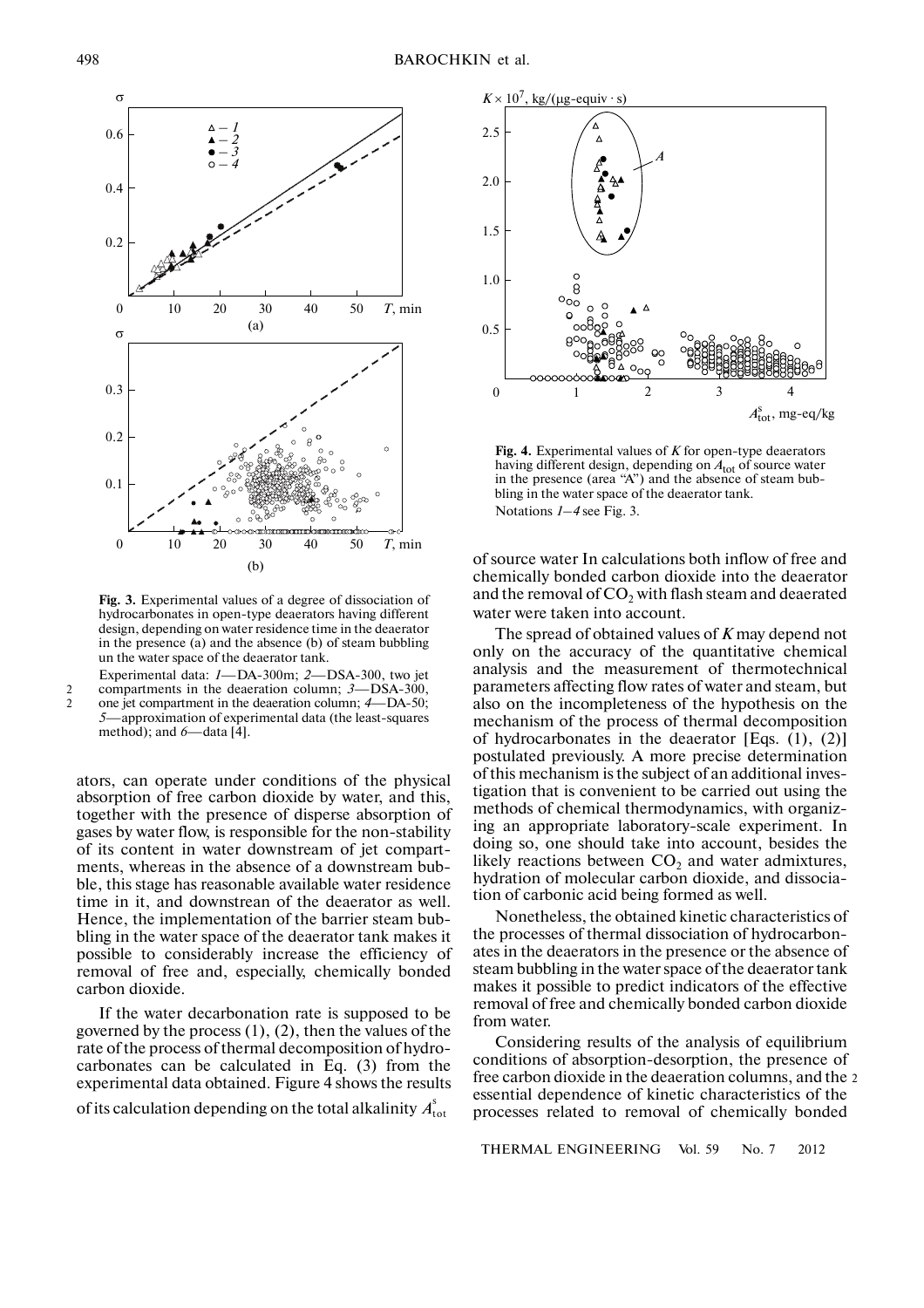**Fig. 3.** Experimental values of a degree of dissociation of hydrocarbonates in open-type deaerators having different design, depending on water residence time in the deaerator in the presence (a) and the absence (b) of steam bubbling un the water space of the deaerator tank.

Experimental data: *1*—DA-300m; *2*—DSA-300, two jet compartments in the deaeration column; *3*—DSA-300, one jet compartment in the deaeration column; *4*—DA-50; *5*—approximation of experimental data (the least-squares method); and *6*—data [4].

ators, can operate under conditions of the physical absorption of free carbon dioxide by water, and this, together with the presence of disperse absorption of gases by water flow, is responsible for the non-stability of its content in water downstream of jet compartments, whereas in the absence of a downstream bubble, this stage has reasonable available water residence time in it, and downstream of the deaerator as well. Hence, the implementation of the barrier steam bubbling in the water space of the deaerator tank makes it possible to considerably increase the efficiency of removal of free and, especially, chemically bonded carbon dioxide.

If the water decarbonation rate is supposed to be governed by the process (1), (2), then the values of the rate of the process of thermal decomposition of hydrocarbonates can be calculated in Eq. (3) from the experimental data obtained. Figure 4 shows the results of its calculation depending on the total alkalinity $A_{tot}^{s}$ of source water In calculations both inflow of free and chemically bonded carbon dioxide into the deaerator and the removal of $CO_2$ with flash steam and deaerated water were taken into account.

**Fig. 4.** Experimental values of $K$ for open-type deaerators having different design, depending on $A_{tot}$ of source water in the presence (area "A") and the absence of steam bubbling in the water space of the deaerator tank.

Notations *1*–*4* see Fig. 3.

The spread of obtained values of $K$ may depend not only on the accuracy of the quantitative chemical analysis and the measurement of thermotechnical parameters affecting flow rates of water and steam, but also on the incompleteness of the hypothesis on the mechanism of the process of thermal decomposition of hydrocarbonates in the deaerator [Eqs. (1), (2)] postulated previously. A more precise determination of this mechanism is the subject of an additional investigation that is convenient to be carried out using the methods of chemical thermodynamics, with organizing an appropriate laboratory-scale experiment. In doing so, one should take into account, besides the likely reactions between $CO_2$ and water admixtures, hydration of molecular carbon dioxide, and dissociation of carbonic acid being formed as well.

Nonetheless, the obtained kinetic characteristics of the processes of thermal dissociation of hydrocarbonates in the deaerators in the presence or the absence of steam bubbling in the water space of the deaerator tank makes it possible to predict indicators of the effective removal of free and chemically bonded carbon dioxide from water.

Considering results of the analysis of equilibrium conditions of absorption-desorption, the presence of free carbon dioxide in the deaeration columns, and the essential dependence of kinetic characteristics of the processes related to removal of chemically bonded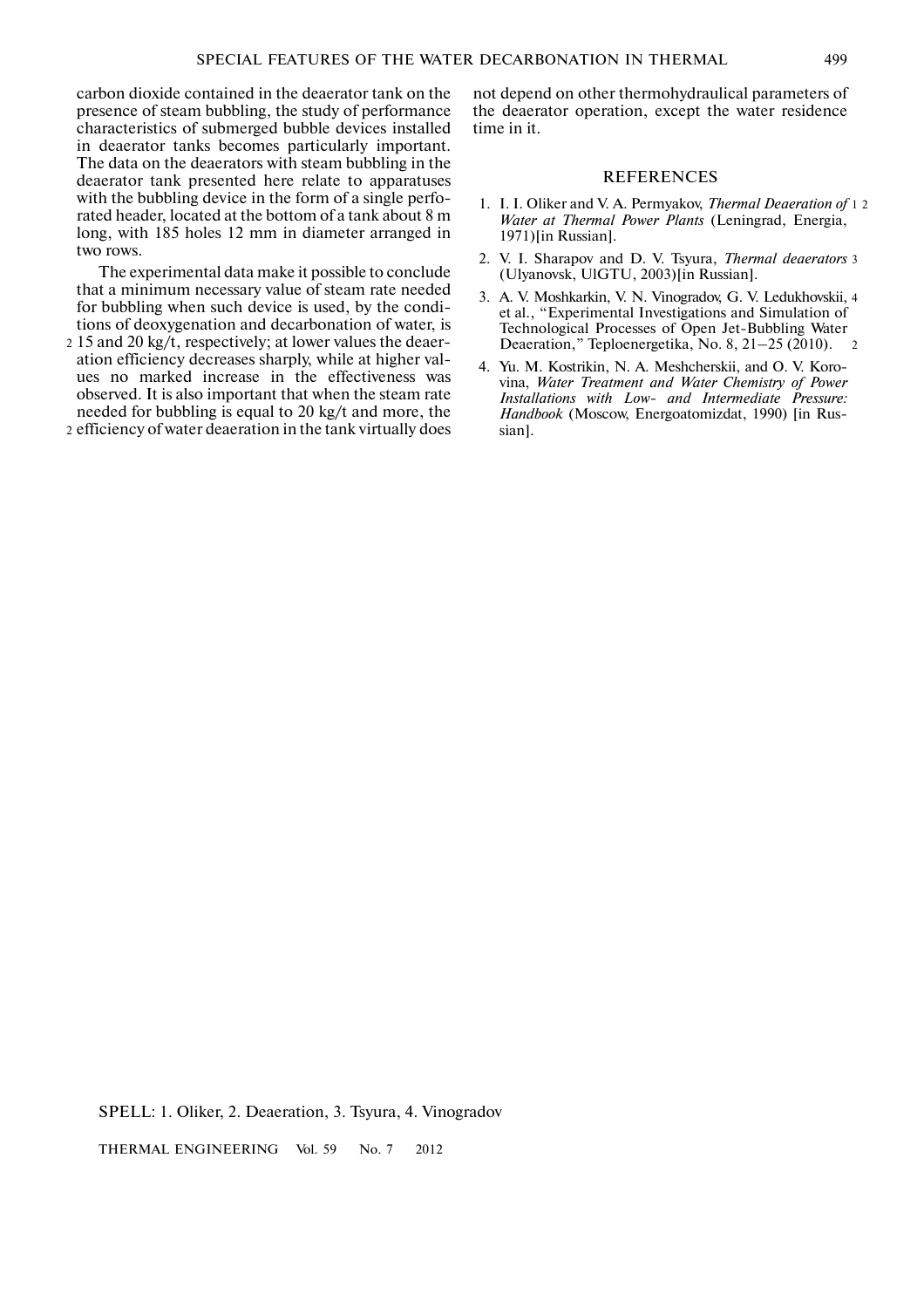carbon dioxide contained in the deaerator tank on the presence of steam bubbling, the study of performance characteristics of submerged bubble devices installed in deaerator tanks becomes particularly important. The data on the deaerators with steam bubbling in the deaerator tank presented here relate to apparatuses with the bubbling device in the form of a single perforated header, located at the bottom of a tank about 8 m long, with 185 holes 12 mm in diameter arranged in two rows.

The experimental data make it possible to conclude that a minimum necessary value of steam rate needed for bubbling when such device is used, by the conditions of deoxygenation and decarbonation of water, is 15 and 20 kg/t, respectively; at lower values the deaeration efficiency decreases sharply, while at higher values no marked increase in the effectiveness was observed. It is also important that when the steam rate needed for bubbling is equal to 20 kg/t and more, the efficiency of water deaeration in the tank virtually does not depend on other thermohydraulical parameters of the deaerator operation, except the water residence time in it.

## REFERENCES

1. I. I. Oliker and V. A. Permyakov, *Thermal Deaeration of Water at Thermal Power Plants* (Leningrad, Energia, 1971)[in Russian].
2. V. I. Sharapov and D. V. Tsyura, *Thermal deaerators* (Ulyanovsk, UlGTU, 2003)[in Russian].
3. A. V. Moshkarkin, V. N. Vinogradov, G. V. Ledukhovskii, et al., "Experimental Investigations and Simulation of Technological Processes of Open Jet-Bubbling Water Deaeration," Teploenergetika, No. 8, 21–25 (2010).
4. Yu. M. Kostrikin, N. A. Meshcherskii, and O. V. Korovina, *Water Treatment and Water Chemistry of Power Installations with Low- and Intermediate Pressure: Handbook* (Moscow, Energoatomizdat, 1990) [in Russian].

SPELL: 1. Oliker, 2. Deaeration, 3. Tsyura, 4. Vinogradov